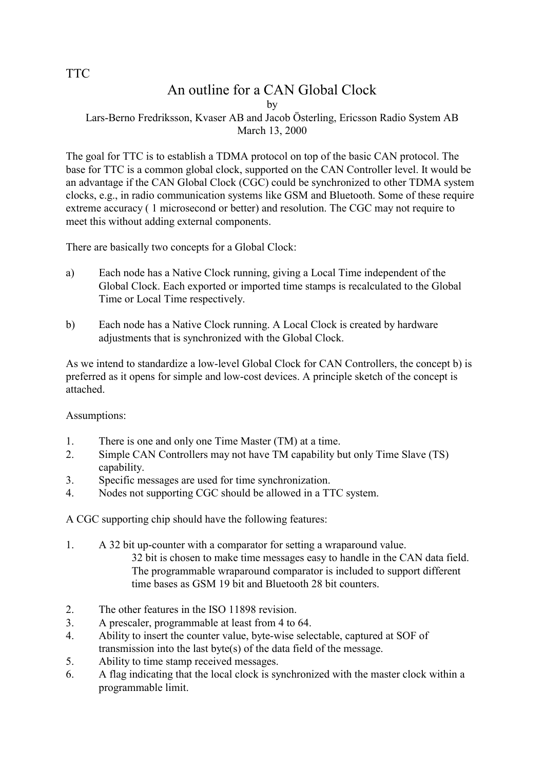TTC

# An outline for a CAN Global Clock

by

Lars-Berno Fredriksson, Kvaser AB and Jacob Österling, Ericsson Radio System AB

March 13, 2000

The goal for TTC is to establish a TDMA protocol on top of the basic CAN protocol. The base for TTC is a common global clock, supported on the CAN Controller level. It would be an advantage if the CAN Global Clock (CGC) could be synchronized to other TDMA system clocks, e.g., in radio communication systems like GSM and Bluetooth. Some of these require extreme accuracy ( 1 microsecond or better) and resolution. The CGC may not require to meet this without adding external components.

There are basically two concepts for a Global Clock:

a) Each node has a Native Clock running, giving a Local Time independent of the Global Clock. Each exported or imported time stamps is recalculated to the Global Time or Local Time respectively.

b) Each node has a Native Clock running. A Local Clock is created by hardware adjustments that is synchronized with the Global Clock.

As we intend to standardize a low-level Global Clock for CAN Controllers, the concept b) is preferred as it opens for simple and low-cost devices. A principle sketch of the concept is attached.

Assumptions:

1. There is one and only one Time Master (TM) at a time.
2. Simple CAN Controllers may not have TM capability but only Time Slave (TS) capability.
3. Specific messages are used for time synchronization.
4. Nodes not supporting CGC should be allowed in a TTC system.

A CGC supporting chip should have the following features:

1. A 32 bit up-counter with a comparator for setting a wraparound value.
   32 bit is chosen to make time messages easy to handle in the CAN data field. The programmable wraparound comparator is included to support different time bases as GSM 19 bit and Bluetooth 28 bit counters.

2. The other features in the ISO 11898 revision.
3. A prescaler, programmable at least from 4 to 64.
4. Ability to insert the counter value, byte-wise selectable, captured at SOF of transmission into the last byte(s) of the data field of the message.
5. Ability to time stamp received messages.
6. A flag indicating that the local clock is synchronized with the master clock within a programmable limit.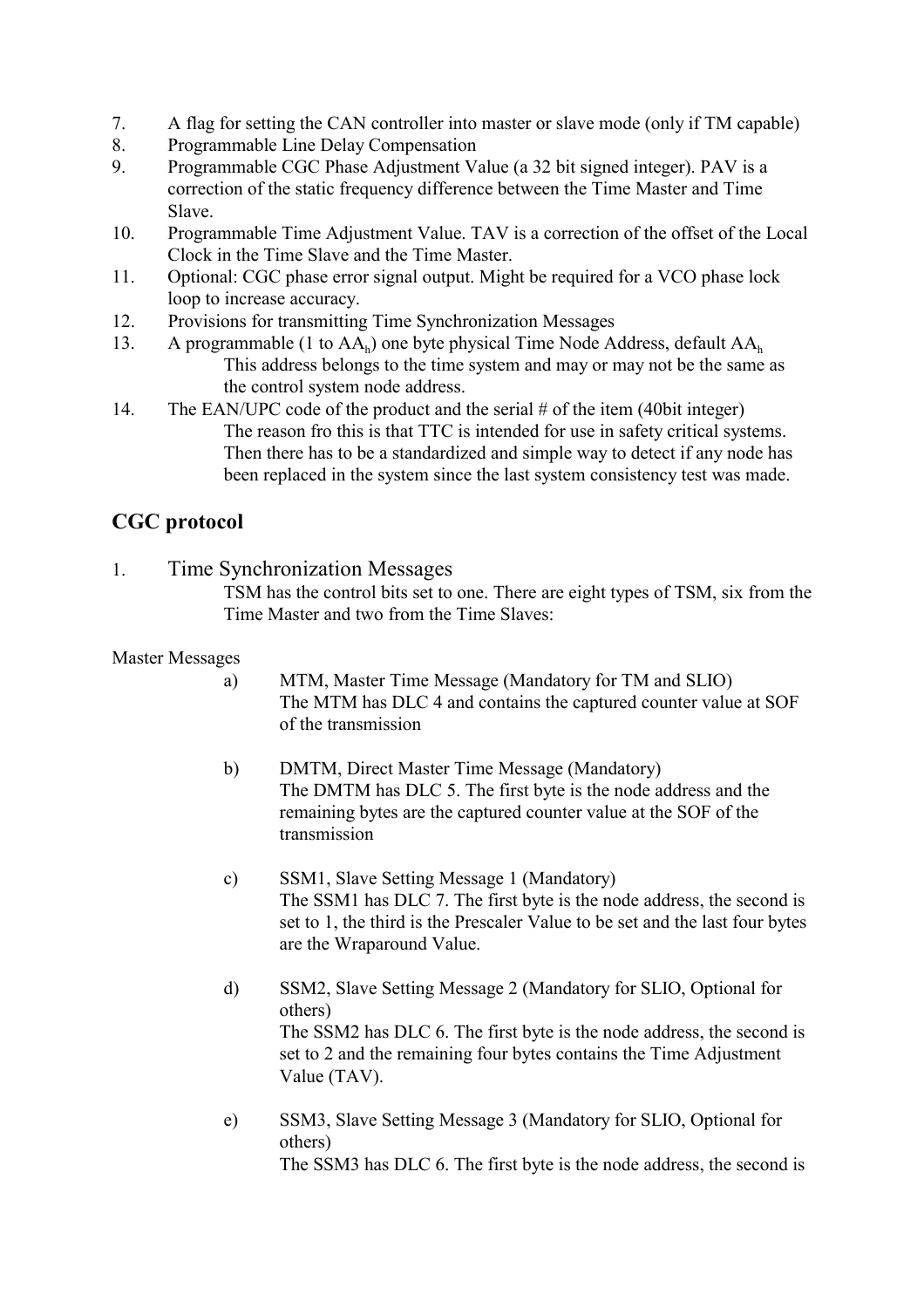7. A flag for setting the CAN controller into master or slave mode (only if TM capable)
8. Programmable Line Delay Compensation
9. Programmable CGC Phase Adjustment Value (a 32 bit signed integer). PAV is a correction of the static frequency difference between the Time Master and Time Slave.
10. Programmable Time Adjustment Value. TAV is a correction of the offset of the Local Clock in the Time Slave and the Time Master.
11. Optional: CGC phase error signal output. Might be required for a VCO phase lock loop to increase accuracy.
12. Provisions for transmitting Time Synchronization Messages
13. A programmable (1 to $AA_h$) one byte physical Time Node Address, default $AA_h$
    This address belongs to the time system and may or may not be the same as the control system node address.
14. The EAN/UPC code of the product and the serial # of the item (40bit integer)
    The reason fro this is that TTC is intended for use in safety critical systems. Then there has to be a standardized and simple way to detect if any node has been replaced in the system since the last system consistency test was made.

## CGC protocol

1. Time Synchronization Messages
   TSM has the control bits set to one. There are eight types of TSM, six from the Time Master and two from the Time Slaves:

Master Messages

a) MTM, Master Time Message (Mandatory for TM and SLIO)
   The MTM has DLC 4 and contains the captured counter value at SOF of the transmission

b) DMTM, Direct Master Time Message (Mandatory)
   The DMTM has DLC 5. The first byte is the node address and the remaining bytes are the captured counter value at the SOF of the transmission

c) SSM1, Slave Setting Message 1 (Mandatory)
   The SSM1 has DLC 7. The first byte is the node address, the second is set to 1, the third is the Prescaler Value to be set and the last four bytes are the Wraparound Value.

d) SSM2, Slave Setting Message 2 (Mandatory for SLIO, Optional for others)
   The SSM2 has DLC 6. The first byte is the node address, the second is set to 2 and the remaining four bytes contains the Time Adjustment Value (TAV).

e) SSM3, Slave Setting Message 3 (Mandatory for SLIO, Optional for others)
   The SSM3 has DLC 6. The first byte is the node address, the second is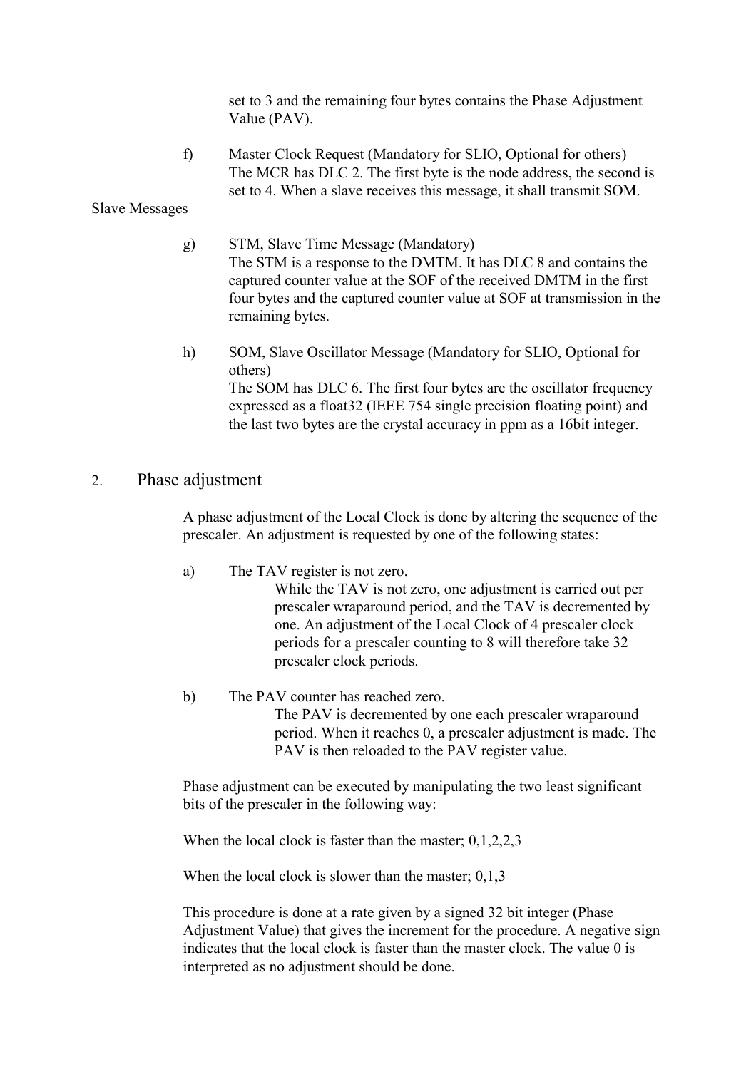set to 3 and the remaining four bytes contains the Phase Adjustment Value (PAV).

f) Master Clock Request (Mandatory for SLIO, Optional for others)
The MCR has DLC 2. The first byte is the node address, the second is set to 4. When a slave receives this message, it shall transmit SOM.

Slave Messages

g) STM, Slave Time Message (Mandatory)
The STM is a response to the DMTM. It has DLC 8 and contains the captured counter value at the SOF of the received DMTM in the first four bytes and the captured counter value at SOF at transmission in the remaining bytes.

h) SOM, Slave Oscillator Message (Mandatory for SLIO, Optional for others)
The SOM has DLC 6. The first four bytes are the oscillator frequency expressed as a float32 (IEEE 754 single precision floating point) and the last two bytes are the crystal accuracy in ppm as a 16bit integer.

## 2. Phase adjustment

A phase adjustment of the Local Clock is done by altering the sequence of the prescaler. An adjustment is requested by one of the following states:

a) The TAV register is not zero.
While the TAV is not zero, one adjustment is carried out per prescaler wraparound period, and the TAV is decremented by one. An adjustment of the Local Clock of 4 prescaler clock periods for a prescaler counting to 8 will therefore take 32 prescaler clock periods.

b) The PAV counter has reached zero.
The PAV is decremented by one each prescaler wraparound period. When it reaches 0, a prescaler adjustment is made. The PAV is then reloaded to the PAV register value.

Phase adjustment can be executed by manipulating the two least significant bits of the prescaler in the following way:

When the local clock is faster than the master; 0,1,2,2,3

When the local clock is slower than the master; 0,1,3

This procedure is done at a rate given by a signed 32 bit integer (Phase Adjustment Value) that gives the increment for the procedure. A negative sign indicates that the local clock is faster than the master clock. The value 0 is interpreted as no adjustment should be done.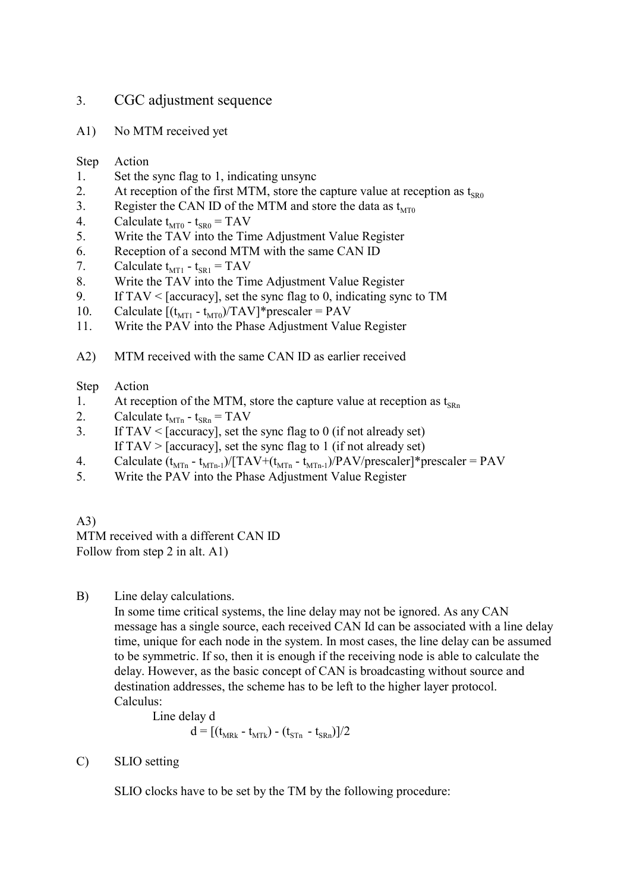## 3. CGC adjustment sequence

A1) No MTM received yet

| Step | Action |
|---|---|
| 1. | Set the sync flag to 1, indicating unsync |
| 2. | At reception of the first MTM, store the capture value at reception as $t_{SR0}$ |
| 3. | Register the CAN ID of the MTM and store the data as $t_{MT0}$ |
| 4. | Calculate $t_{MT0} - t_{SR0} = TAV$ |
| 5. | Write the TAV into the Time Adjustment Value Register |
| 6. | Reception of a second MTM with the same CAN ID |
| 7. | Calculate $t_{MT1} - t_{SR1} = TAV$ |
| 8. | Write the TAV into the Time Adjustment Value Register |
| 9. | If TAV < [accuracy], set the sync flag to 0, indicating sync to TM |
| 10. | Calculate $[(t_{MT1} - t_{MT0})/TAV]*prescaler = PAV$ |
| 11. | Write the PAV into the Phase Adjustment Value Register |

A2) MTM received with the same CAN ID as earlier received

| Step | Action |
|---|---|
| 1. | At reception of the MTM, store the capture value at reception as $t_{SRn}$ |
| 2. | Calculate $t_{MTn} - t_{SRn} = TAV$ |
| 3. | If TAV < [accuracy], set the sync flag to 0 (if not already set)<br>If TAV > [accuracy], set the sync flag to 1 (if not already set) |
| 4. | Calculate $(t_{MTn} - t_{MTn-1})/[TAV+(t_{MTn} - t_{MTn-1})/PAV/prescaler]*prescaler = PAV$ |
| 5. | Write the PAV into the Phase Adjustment Value Register |

A3)
MTM received with a different CAN ID
Follow from step 2 in alt. A1)

B) Line delay calculations.

In some time critical systems, the line delay may not be ignored. As any CAN message has a single source, each received CAN Id can be associated with a line delay time, unique for each node in the system. In most cases, the line delay can be assumed to be symmetric. If so, then it is enough if the receiving node is able to calculate the delay. However, as the basic concept of CAN is broadcasting without source and destination addresses, the scheme has to be left to the higher layer protocol.

Calculus:

Line delay d

$$d = [(t_{MRk} - t_{MTk}) - (t_{STn} - t_{SRn})]/2$$

C) SLIO setting

SLIO clocks have to be set by the TM by the following procedure: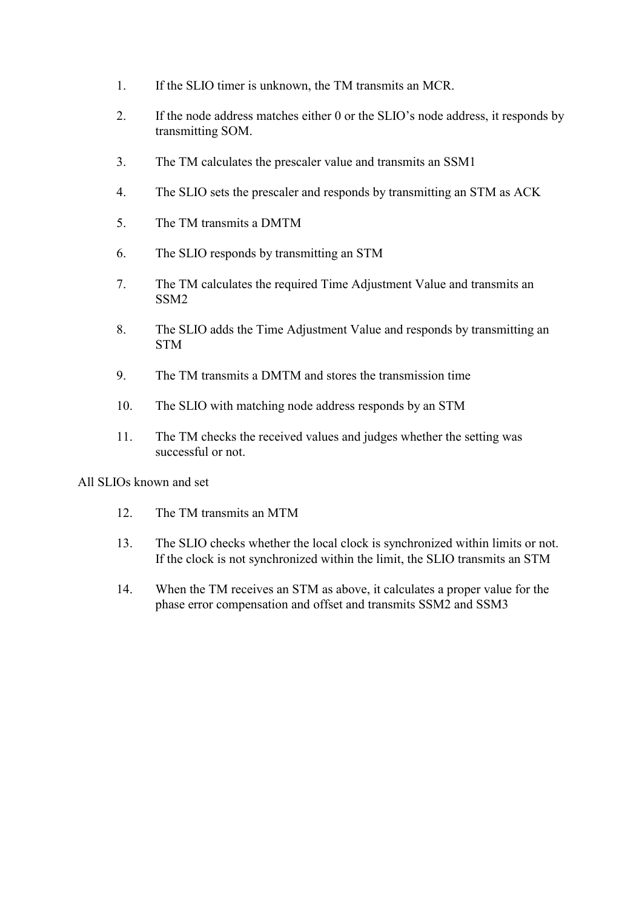1. If the SLIO timer is unknown, the TM transmits an MCR.

2. If the node address matches either 0 or the SLIO's node address, it responds by transmitting SOM.

3. The TM calculates the prescaler value and transmits an SSM1

4. The SLIO sets the prescaler and responds by transmitting an STM as ACK

5. The TM transmits a DMTM

6. The SLIO responds by transmitting an STM

7. The TM calculates the required Time Adjustment Value and transmits an SSM2

8. The SLIO adds the Time Adjustment Value and responds by transmitting an STM

9. The TM transmits a DMTM and stores the transmission time

10. The SLIO with matching node address responds by an STM

11. The TM checks the received values and judges whether the setting was successful or not.

All SLIOs known and set

12. The TM transmits an MTM

13. The SLIO checks whether the local clock is synchronized within limits or not. If the clock is not synchronized within the limit, the SLIO transmits an STM

14. When the TM receives an STM as above, it calculates a proper value for the phase error compensation and offset and transmits SSM2 and SSM3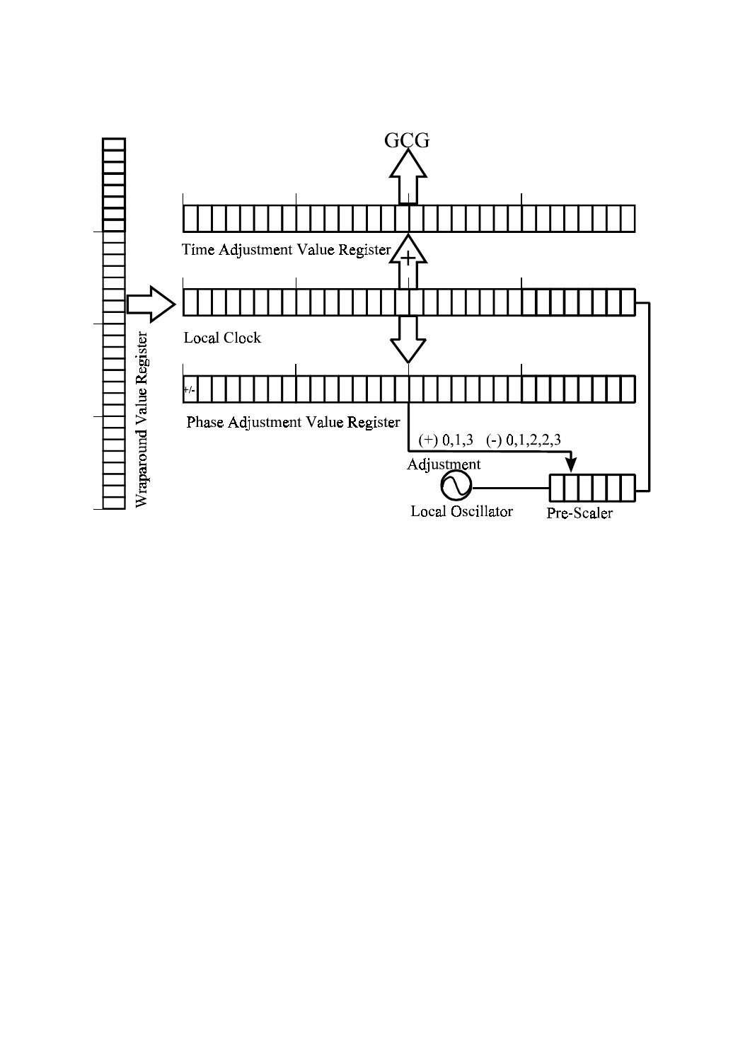GCG

Time Adjustment Value Register

Local Clock

Phase Adjustment Value Register

+/-

(+) 0,1,3 (-) 0,1,2,2,3

Adjustment

Local Oscillator

Pre-Scaler

Wraparound Value Register